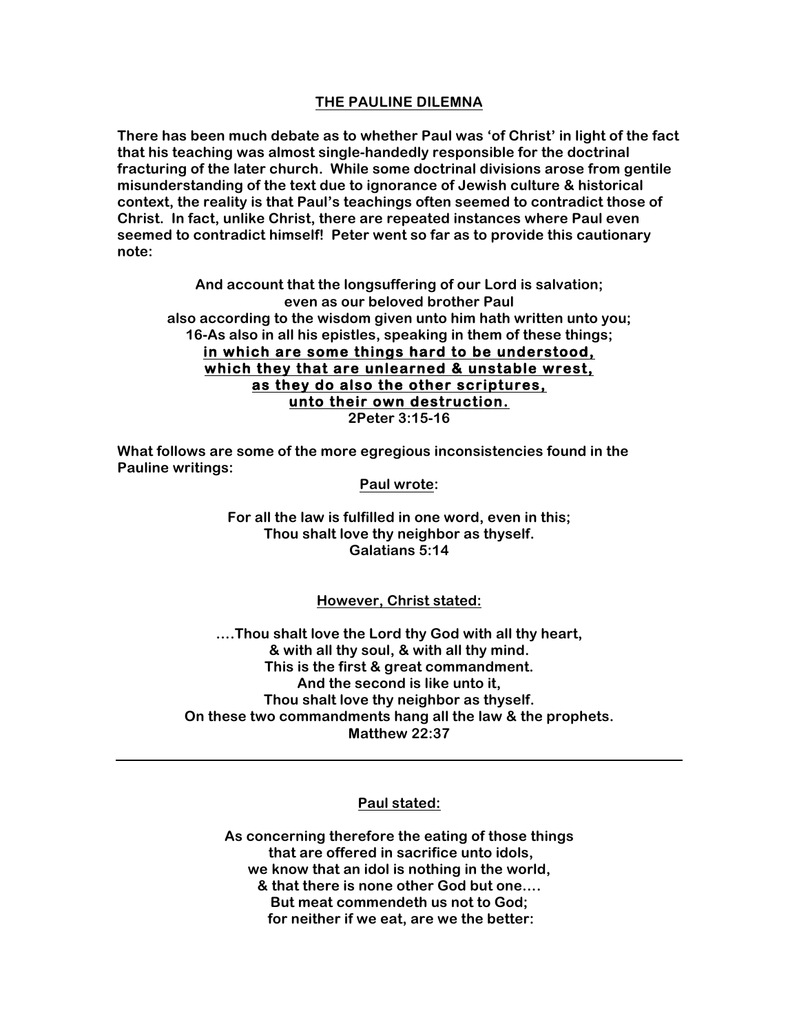# THE PAULINE DILEMNA

**There has been much debate as to whether Paul was 'of Christ' in light of the fact that his teaching was almost single-handedly responsible for the doctrinal fracturing of the later church. While some doctrinal divisions arose from gentile misunderstanding of the text due to ignorance of Jewish culture & historical context, the reality is that Paul's teachings often seemed to contradict those of Christ. In fact, unlike Christ, there are repeated instances where Paul even seemed to contradict himself! Peter went so far as to provide this cautionary note:**

**And account that the longsuffering of our Lord is salvation;**
**even as our beloved brother Paul**
**also according to the wisdom given unto him hath written unto you;**
**16-As also in all his epistles, speaking in them of these things;**
<u>**in which are some things hard to be understood,**</u>
<u>**which they that are unlearned & unstable wrest,**</u>
<u>**as they do also the other scriptures,**</u>
<u>**unto their own destruction.**</u>
**2Peter 3:15-16**

**What follows are some of the more egregious inconsistencies found in the Pauline writings:**

<u>**Paul wrote:**</u>

**For all the law is fulfilled in one word, even in this;**
**Thou shalt love thy neighbor as thyself.**
**Galatians 5:14**

<u>**However, Christ stated:**</u>

**....Thou shalt love the Lord thy God with all thy heart,**
**& with all thy soul, & with all thy mind.**
**This is the first & great commandment.**
**And the second is like unto it,**
**Thou shalt love thy neighbor as thyself.**
**On these two commandments hang all the law & the prophets.**
**Matthew 22:37**

---

<u>**Paul stated:**</u>

**As concerning therefore the eating of those things**
**that are offered in sacrifice unto idols,**
**we know that an idol is nothing in the world,**
**& that there is none other God but one....**
**But meat commendeth us not to God;**
**for neither if we eat, are we the better:**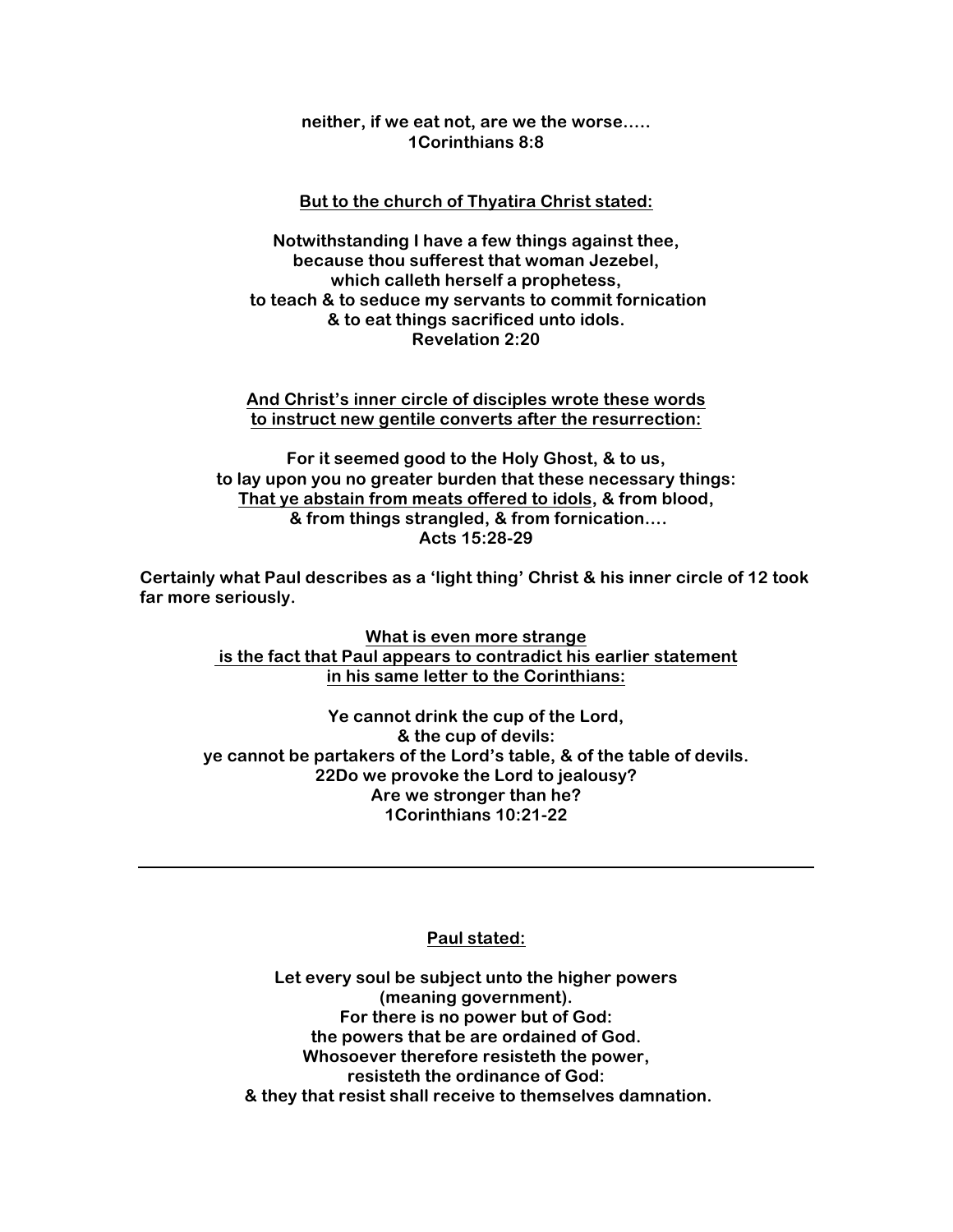**neither, if we eat not, are we the worse…..**
**1Corinthians 8:8**

**<u>But to the church of Thyatira Christ stated:</u>**

**Notwithstanding I have a few things against thee,**
**because thou sufferest that woman Jezebel,**
**which calleth herself a prophetess,**
**to teach & to seduce my servants to commit fornication**
**& to eat things sacrificed unto idols.**
**Revelation 2:20**

**<u>And Christ's inner circle of disciples wrote these words</u>**
**<u>to instruct new gentile converts after the resurrection:</u>**

**For it seemed good to the Holy Ghost, & to us,**
**to lay upon you no greater burden that these necessary things:**
**<u>That ye abstain from meats offered to idols</u>, & from blood,**
**& from things strangled, & from fornication….**
**Acts 15:28-29**

**Certainly what Paul describes as a 'light thing' Christ & his inner circle of 12 took far more seriously.**

**<u>What is even more strange</u>**
**<u>is the fact that Paul appears to contradict his earlier statement</u>**
**<u>in his same letter to the Corinthians:</u>**

**Ye cannot drink the cup of the Lord,**
**& the cup of devils:**
**ye cannot be partakers of the Lord's table, & of the table of devils.**
**22Do we provoke the Lord to jealousy?**
**Are we stronger than he?**
**1Corinthians 10:21-22**

---

**<u>Paul stated:</u>**

**Let every soul be subject unto the higher powers**
**(meaning government).**
**For there is no power but of God:**
**the powers that be are ordained of God.**
**Whosoever therefore resisteth the power,**
**resisteth the ordinance of God:**
**& they that resist shall receive to themselves damnation.**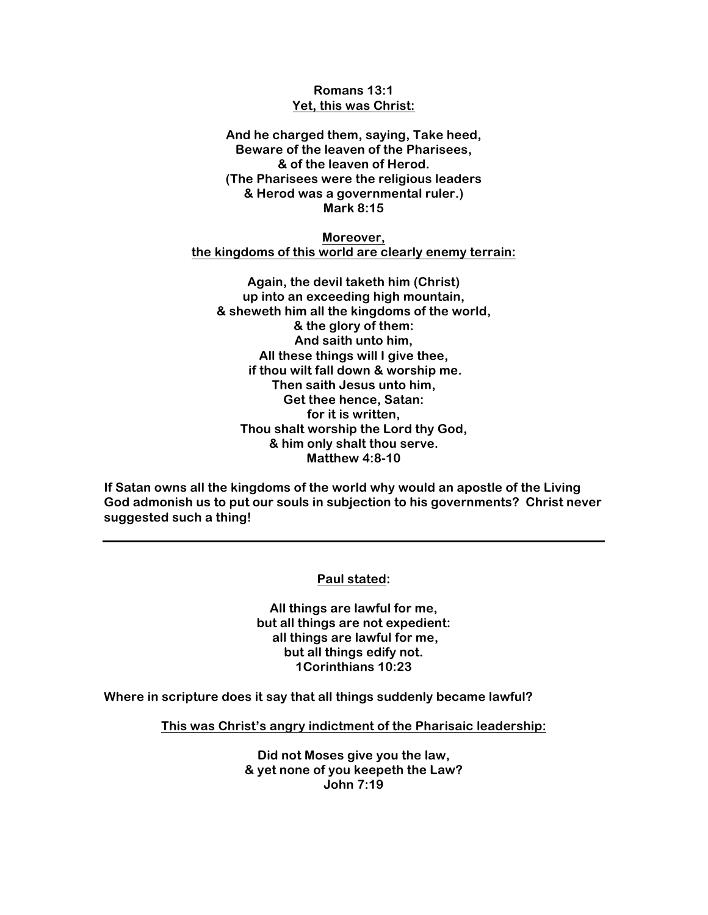**Romans 13:1**
**<u>Yet, this was Christ:</u>**

**And he charged them, saying, Take heed,**
**Beware of the leaven of the Pharisees,**
**& of the leaven of Herod.**
**(The Pharisees were the religious leaders**
**& Herod was a governmental ruler.)**
**Mark 8:15**

**<u>Moreover,</u>**
**<u>the kingdoms of this world are clearly enemy terrain:</u>**

**Again, the devil taketh him (Christ)**
**up into an exceeding high mountain,**
**& sheweth him all the kingdoms of the world,**
**& the glory of them:**
**And saith unto him,**
**All these things will I give thee,**
**if thou wilt fall down & worship me.**
**Then saith Jesus unto him,**
**Get thee hence, Satan:**
**for it is written,**
**Thou shalt worship the Lord thy God,**
**& him only shalt thou serve.**
**Matthew 4:8-10**

**If Satan owns all the kingdoms of the world why would an apostle of the Living God admonish us to put our souls in subjection to his governments? Christ never suggested such a thing!**

---

**<u>Paul stated</u>:**

**All things are lawful for me,**
**but all things are not expedient:**
**all things are lawful for me,**
**but all things edify not.**
**1Corinthians 10:23**

**Where in scripture does it say that all things suddenly became lawful?**

**<u>This was Christ's angry indictment of the Pharisaic leadership:</u>**

**Did not Moses give you the law,**
**& yet none of you keepeth the Law?**
**John 7:19**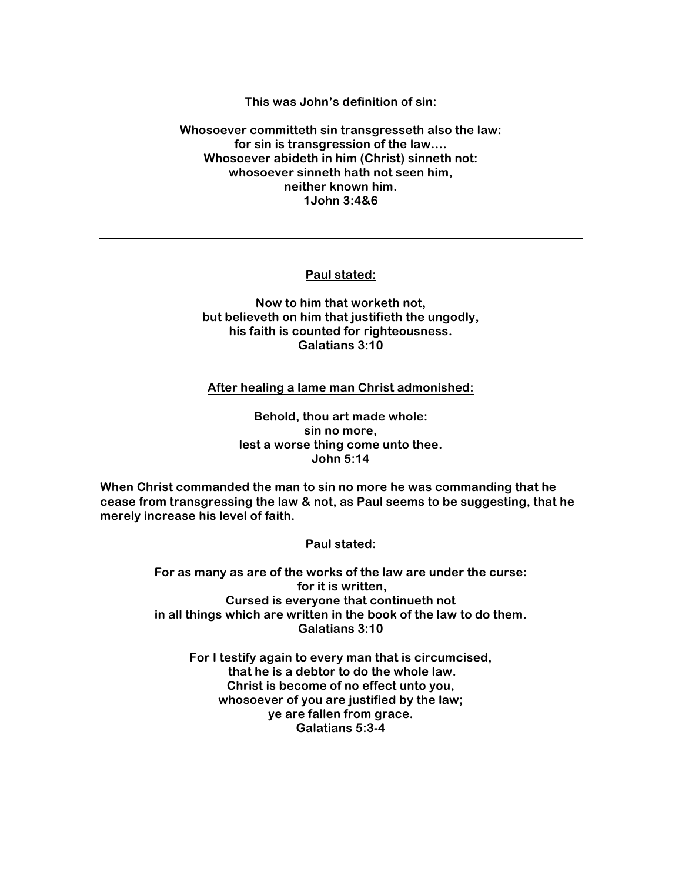**<u>This was John's definition of sin</u>:**

**Whosoever committeth sin transgresseth also the law:**
**for sin is transgression of the law….**
**Whosoever abideth in him (Christ) sinneth not:**
**whosoever sinneth hath not seen him,**
**neither known him.**
**1John 3:4&6**

---

**<u>Paul stated:</u>**

**Now to him that worketh not,**
**but believeth on him that justifieth the ungodly,**
**his faith is counted for righteousness.**
**Galatians 3:10**

**<u>After healing a lame man Christ admonished:</u>**

**Behold, thou art made whole:**
**sin no more,**
**lest a worse thing come unto thee.**
**John 5:14**

**When Christ commanded the man to sin no more he was commanding that he cease from transgressing the law & not, as Paul seems to be suggesting, that he merely increase his level of faith.**

**<u>Paul stated:</u>**

**For as many as are of the works of the law are under the curse:**
**for it is written,**
**Cursed is everyone that continueth not**
**in all things which are written in the book of the law to do them.**
**Galatians 3:10**

**For I testify again to every man that is circumcised,**
**that he is a debtor to do the whole law.**
**Christ is become of no effect unto you,**
**whosoever of you are justified by the law;**
**ye are fallen from grace.**
**Galatians 5:3-4**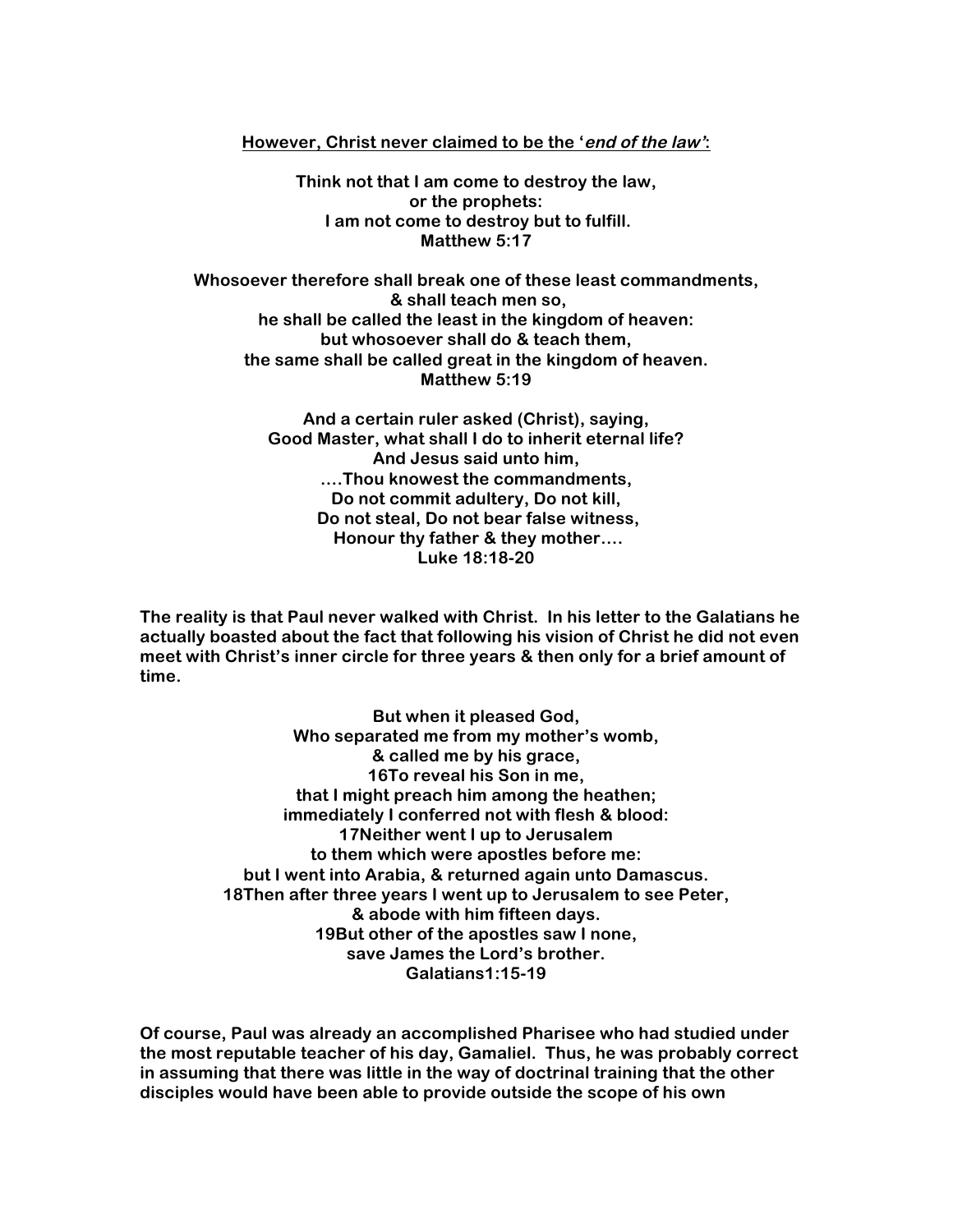**<u>However, Christ never claimed to be the '*end of the law'*:</u>**

**Think not that I am come to destroy the law,**
**or the prophets:**
**I am not come to destroy but to fulfill.**
**Matthew 5:17**

**Whosoever therefore shall break one of these least commandments,**
**& shall teach men so,**
**he shall be called the least in the kingdom of heaven:**
**but whosoever shall do & teach them,**
**the same shall be called great in the kingdom of heaven.**
**Matthew 5:19**

**And a certain ruler asked (Christ), saying,**
**Good Master, what shall I do to inherit eternal life?**
**And Jesus said unto him,**
**....Thou knowest the commandments,**
**Do not commit adultery, Do not kill,**
**Do not steal, Do not bear false witness,**
**Honour thy father & they mother....**
**Luke 18:18-20**

**The reality is that Paul never walked with Christ. In his letter to the Galatians he actually boasted about the fact that following his vision of Christ he did not even meet with Christ's inner circle for three years & then only for a brief amount of time.**

**But when it pleased God,**
**Who separated me from my mother's womb,**
**& called me by his grace,**
**16To reveal his Son in me,**
**that I might preach him among the heathen;**
**immediately I conferred not with flesh & blood:**
**17Neither went I up to Jerusalem**
**to them which were apostles before me:**
**but I went into Arabia, & returned again unto Damascus.**
**18Then after three years I went up to Jerusalem to see Peter,**
**& abode with him fifteen days.**
**19But other of the apostles saw I none,**
**save James the Lord's brother.**
**Galatians1:15-19**

**Of course, Paul was already an accomplished Pharisee who had studied under the most reputable teacher of his day, Gamaliel. Thus, he was probably correct in assuming that there was little in the way of doctrinal training that the other disciples would have been able to provide outside the scope of his own**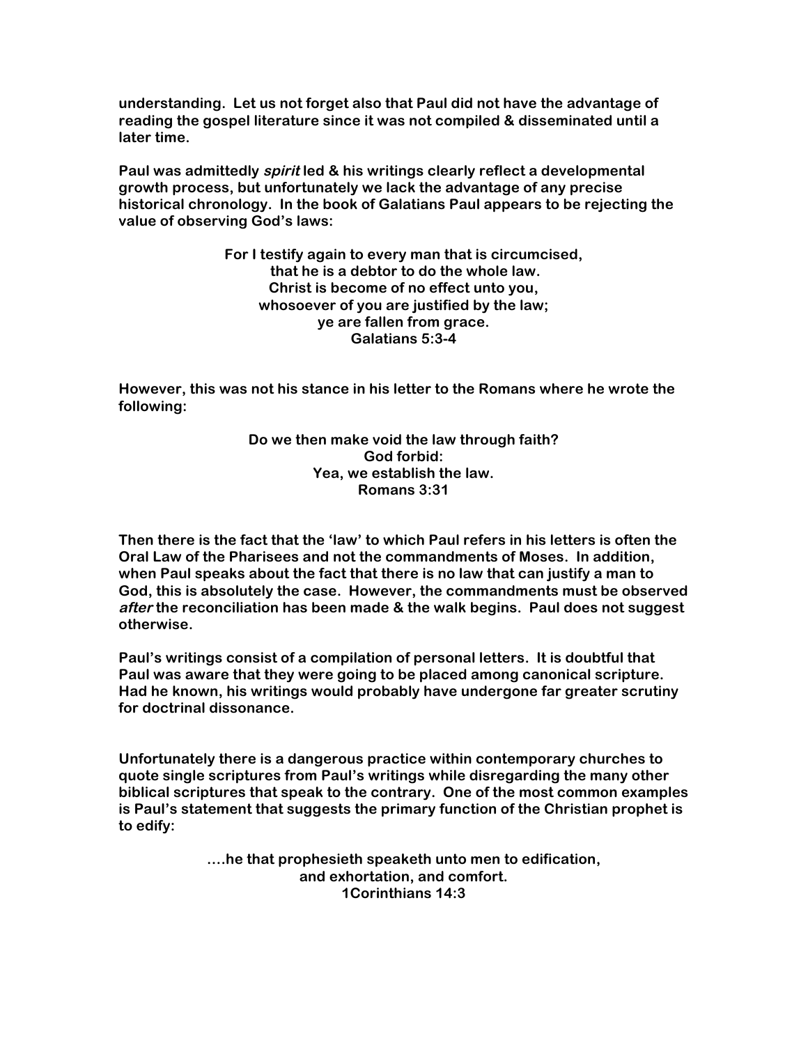**understanding. Let us not forget also that Paul did not have the advantage of reading the gospel literature since it was not compiled & disseminated until a later time.**

**Paul was admittedly *spirit* led & his writings clearly reflect a developmental growth process, but unfortunately we lack the advantage of any precise historical chronology. In the book of Galatians Paul appears to be rejecting the value of observing God's laws:**

> **For I testify again to every man that is circumcised,**
> **that he is a debtor to do the whole law.**
> **Christ is become of no effect unto you,**
> **whosoever of you are justified by the law;**
> **ye are fallen from grace.**
> **Galatians 5:3-4**

**However, this was not his stance in his letter to the Romans where he wrote the following:**

> **Do we then make void the law through faith?**
> **God forbid:**
> **Yea, we establish the law.**
> **Romans 3:31**

**Then there is the fact that the 'law' to which Paul refers in his letters is often the Oral Law of the Pharisees and not the commandments of Moses. In addition, when Paul speaks about the fact that there is no law that can justify a man to God, this is absolutely the case. However, the commandments must be observed *after* the reconciliation has been made & the walk begins. Paul does not suggest otherwise.**

**Paul's writings consist of a compilation of personal letters. It is doubtful that Paul was aware that they were going to be placed among canonical scripture. Had he known, his writings would probably have undergone far greater scrutiny for doctrinal dissonance.**

**Unfortunately there is a dangerous practice within contemporary churches to quote single scriptures from Paul's writings while disregarding the many other biblical scriptures that speak to the contrary. One of the most common examples is Paul's statement that suggests the primary function of the Christian prophet is to edify:**

> **....he that prophesieth speaketh unto men to edification,**
> **and exhortation, and comfort.**
> **1Corinthians 14:3**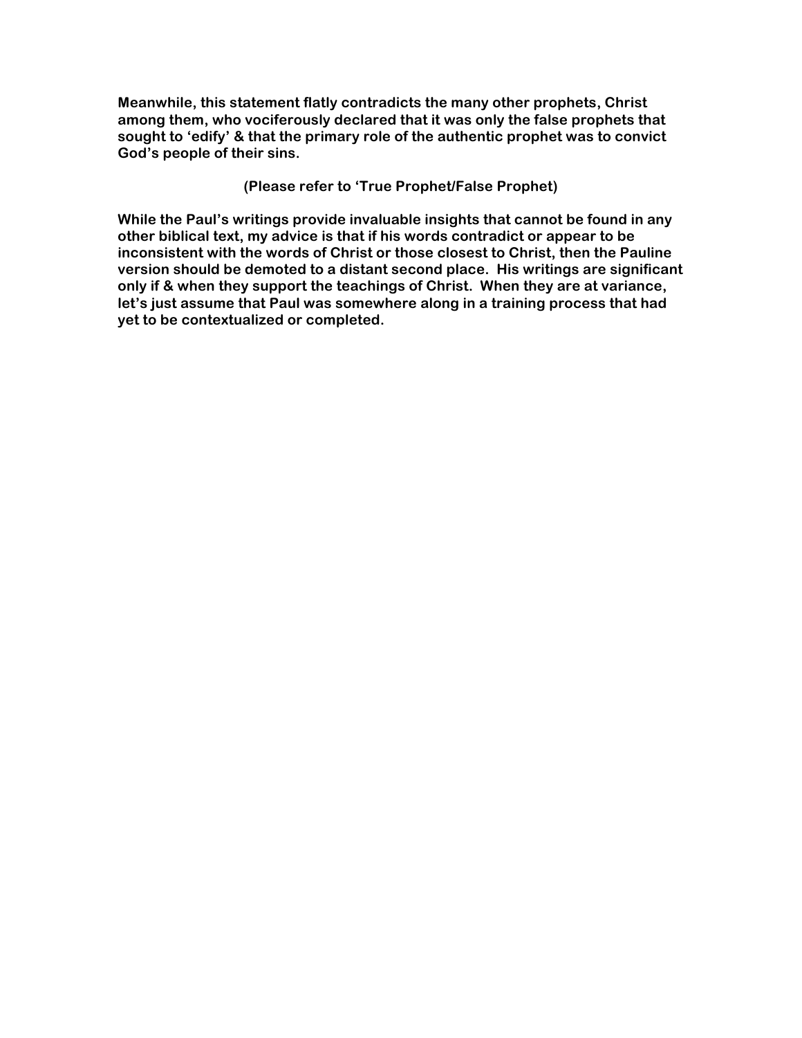**Meanwhile, this statement flatly contradicts the many other prophets, Christ among them, who vociferously declared that it was only the false prophets that sought to 'edify' & that the primary role of the authentic prophet was to convict God's people of their sins.**

**(Please refer to 'True Prophet/False Prophet)**

**While the Paul's writings provide invaluable insights that cannot be found in any other biblical text, my advice is that if his words contradict or appear to be inconsistent with the words of Christ or those closest to Christ, then the Pauline version should be demoted to a distant second place. His writings are significant only if & when they support the teachings of Christ. When they are at variance, let's just assume that Paul was somewhere along in a training process that had yet to be contextualized or completed.**